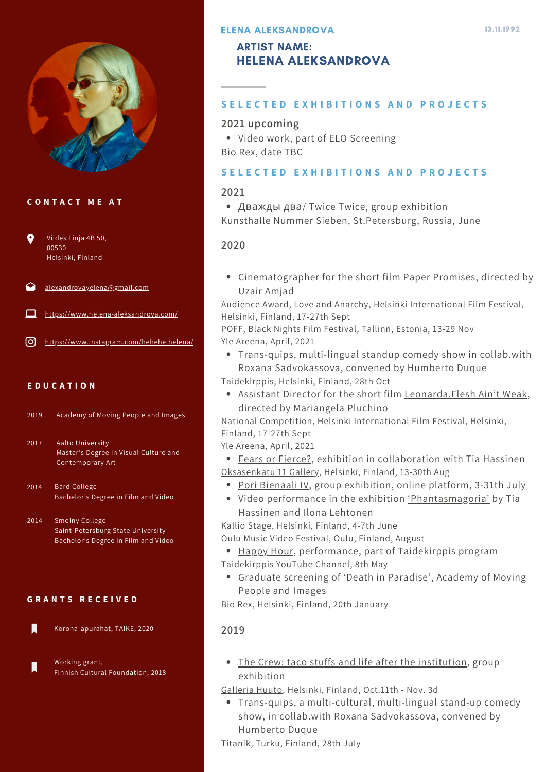# ELENA ALEKSANDROVA

13.11.1992

## ARTIST NAME: HELENA ALEKSANDROVA

## CONTACT ME AT

Viides Linja 4B 50,
00530
Helsinki, Finland

alexandrovayelena@gmail.com

https://www.helena-aleksandrova.com/

https://www.instagram.com/hehehe.helena/

## EDUCATION

2019 Academy of Moving People and Images

2017 Aalto University
Master's Degree in Visual Culture and Contemporary Art

2014 Bard College
Bachelor's Degree in Film and Video

2014 Smolny College
Saint-Petersburg State University
Bachelor's Degree in Film and Video

## GRANTS RECEIVED

- Korona-apurahat, TAIKE, 2020
- Working grant, Finnish Cultural Foundation, 2018

## SELECTED EXHIBITIONS AND PROJECTS

### 2021 upcoming

- Video work, part of ELO Screening

Bio Rex, date TBC

## SELECTED EXHIBITIONS AND PROJECTS

### 2021

- Дважды два/ Twice Twice, group exhibition

Kunsthalle Nummer Sieben, St.Petersburg, Russia, June

### 2020

- Cinematographer for the short film Paper Promises, directed by Uzair Amjad

Audience Award, Love and Anarchy, Helsinki International Film Festival, Helsinki, Finland, 17-27th Sept
POFF, Black Nights Film Festival, Tallinn, Estonia, 13-29 Nov
Yle Areena, April, 2021

- Trans-quips, multi-lingual standup comedy show in collab.with Roxana Sadvokassova, convened by Humberto Duque

Taidekirppis, Helsinki, Finland, 28th Oct

- Assistant Director for the short film Leonarda.Flesh Ain't Weak, directed by Mariangela Pluchino

National Competition, Helsinki International Film Festival, Helsinki, Finland, 17-27th Sept
Yle Areena, April, 2021

- Fears or Fierce?, exhibition in collaboration with Tia Hassinen

Oksasenkatu 11 Gallery, Helsinki, Finland, 13-30th Aug

- Pori Bienaali IV, group exhibition, online platform, 3-31th July
- Video performance in the exhibition 'Phantasmagoria' by Tia Hassinen and Ilona Lehtonen

Kallio Stage, Helsinki, Finland, 4-7th June
Oulu Music Video Festival, Oulu, Finland, August

- Happy Hour, performance, part of Taidekirppis program

Taidekirppis YouTube Channel, 8th May

- Graduate screening of 'Death in Paradise', Academy of Moving People and Images

Bio Rex, Helsinki, Finland, 20th January

### 2019

- The Crew: taco stuffs and life after the institution, group exhibition

Galleria Huuto, Helsinki, Finland, Oct.11th - Nov. 3d

- Trans-quips, a multi-cultural, multi-lingual stand-up comedy show, in collab.with Roxana Sadvokassova, convened by Humberto Duque

Titanik, Turku, Finland, 28th July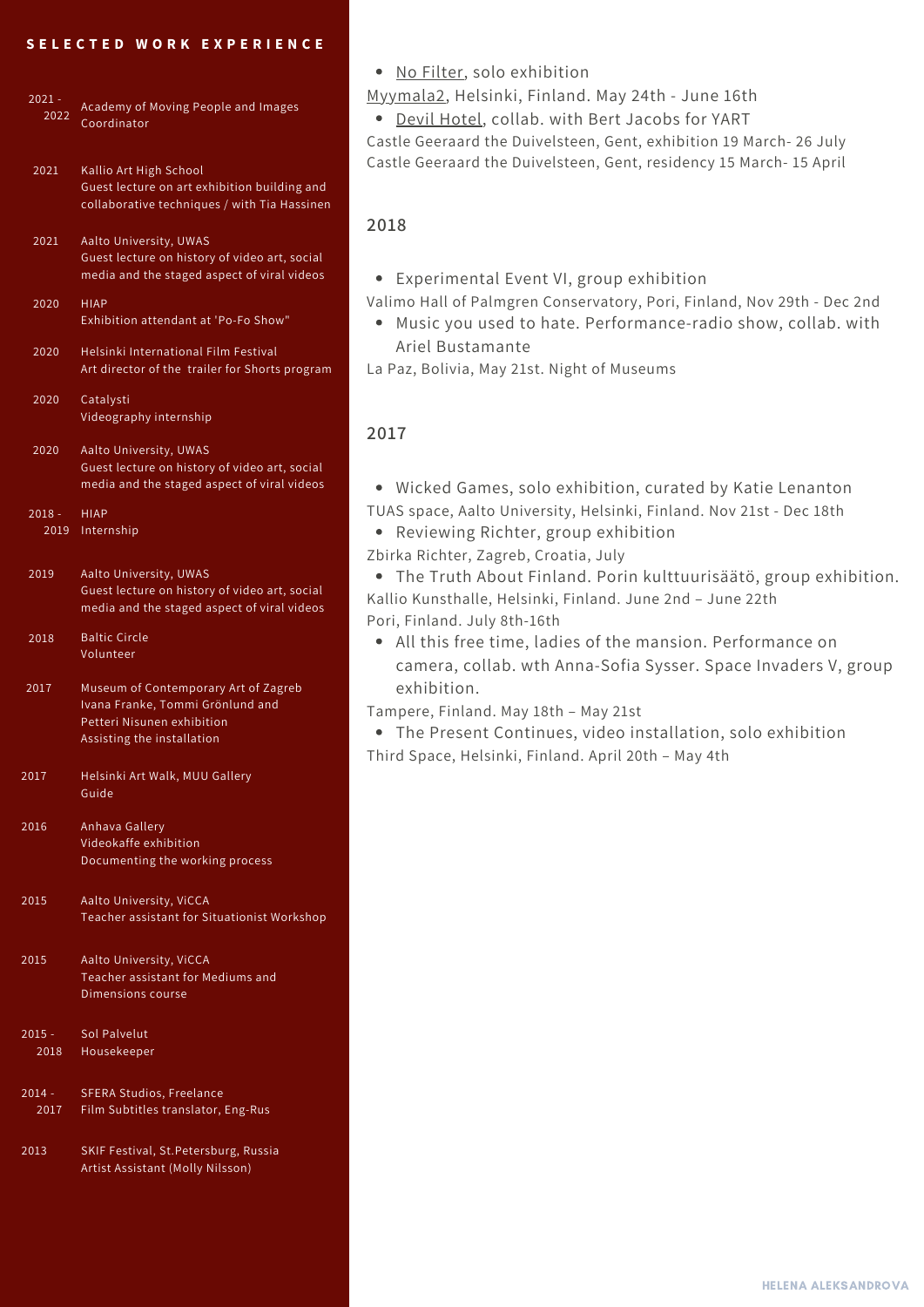## SELECTED WORK EXPERIENCE

| | |
|---|---|
| 2021 - 2022 | Academy of Moving People and Images<br>Coordinator |
| 2021 | Kallio Art High School<br>Guest lecture on art exhibition building and collaborative techniques / with Tia Hassinen |
| 2021 | Aalto University, UWAS<br>Guest lecture on history of video art, social media and the staged aspect of viral videos |
| 2020 | HIAP<br>Exhibition attendant at 'Po-Fo Show" |
| 2020 | Helsinki International Film Festival<br>Art director of the trailer for Shorts program |
| 2020 | Catalysti<br>Videography internship |
| 2020 | Aalto University, UWAS<br>Guest lecture on history of video art, social media and the staged aspect of viral videos |
| 2018 - 2019 | HIAP<br>Internship |
| 2019 | Aalto University, UWAS<br>Guest lecture on history of video art, social media and the staged aspect of viral videos |
| 2018 | Baltic Circle<br>Volunteer |
| 2017 | Museum of Contemporary Art of Zagreb<br>Ivana Franke, Tommi Grönlund and Petteri Nisunen exhibition<br>Assisting the installation |
| 2017 | Helsinki Art Walk, MUU Gallery<br>Guide |
| 2016 | Anhava Gallery<br>Videokaffe exhibition<br>Documenting the working process |
| 2015 | Aalto University, ViCCA<br>Teacher assistant for Situationist Workshop |
| 2015 | Aalto University, ViCCA<br>Teacher assistant for Mediums and Dimensions course |
| 2015 - 2018 | Sol Palvelut<br>Housekeeper |
| 2014 - 2017 | SFERA Studios, Freelance<br>Film Subtitles translator, Eng-Rus |
| 2013 | SKIF Festival, St.Petersburg, Russia<br>Artist Assistant (Molly Nilsson) |

- No Filter, solo exhibition

Myymala2, Helsinki, Finland. May 24th - June 16th

- Devil Hotel, collab. with Bert Jacobs for YART

Castle Geeraard the Duivelsteen, Gent, exhibition 19 March- 26 July
Castle Geeraard the Duivelsteen, Gent, residency 15 March- 15 April

### 2018

- Experimental Event VI, group exhibition

Valimo Hall of Palmgren Conservatory, Pori, Finland, Nov 29th - Dec 2nd

- Music you used to hate. Performance-radio show, collab. with Ariel Bustamante

La Paz, Bolivia, May 21st. Night of Museums

### 2017

- Wicked Games, solo exhibition, curated by Katie Lenanton

TUAS space, Aalto University, Helsinki, Finland. Nov 21st - Dec 18th

- Reviewing Richter, group exhibition

Zbirka Richter, Zagreb, Croatia, July

- The Truth About Finland. Porin kulttuurisäätö, group exhibition.

Kallio Kunsthalle, Helsinki, Finland. June 2nd – June 22th
Pori, Finland. July 8th-16th

- All this free time, ladies of the mansion. Performance on camera, collab. wth Anna-Sofia Sysser. Space Invaders V, group exhibition.

Tampere, Finland. May 18th – May 21st

- The Present Continues, video installation, solo exhibition

Third Space, Helsinki, Finland. April 20th – May 4th